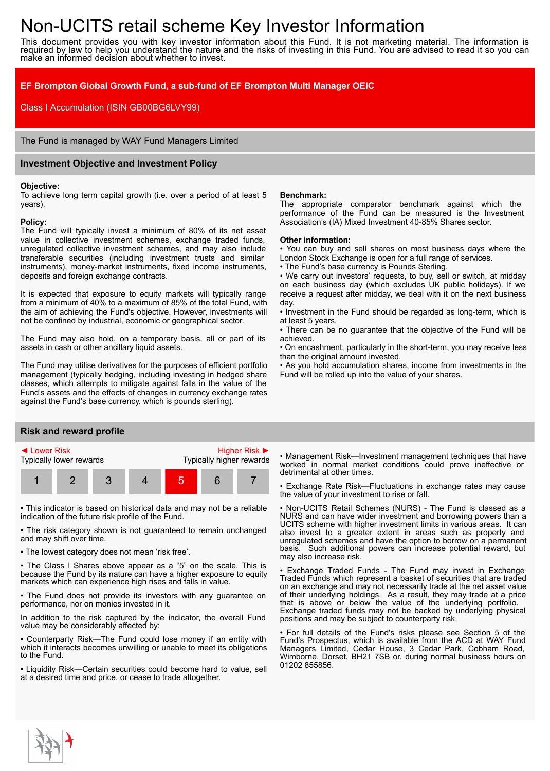# Non-UCITS retail scheme Key Investor Information

This document provides you with key investor information about this Fund. It is not marketing material. The information is required by law to help you understand the nature and the risks of investing in this Fund. You are advised to read it so you can make an informed decision about whether to invest.

**EF Brompton Global Growth Fund, a sub-fund of EF Brompton Multi Manager OEIC**

Class I Accumulation (ISIN GB00BG6LVY99)

The Fund is managed by WAY Fund Managers Limited

## Investment Objective and Investment Policy

**Objective:**
To achieve long term capital growth (i.e. over a period of at least 5 years).

**Policy:**
The Fund will typically invest a minimum of 80% of its net asset value in collective investment schemes, exchange traded funds, unregulated collective investment schemes, and may also include transferable securities (including investment trusts and similar instruments), money-market instruments, fixed income instruments, deposits and foreign exchange contracts.

It is expected that exposure to equity markets will typically range from a minimum of 40% to a maximum of 85% of the total Fund, with the aim of achieving the Fund's objective. However, investments will not be confined by industrial, economic or geographical sector.

The Fund may also hold, on a temporary basis, all or part of its assets in cash or other ancillary liquid assets.

The Fund may utilise derivatives for the purposes of efficient portfolio management (typically hedging, including investing in hedged share classes, which attempts to mitigate against falls in the value of the Fund's assets and the effects of changes in currency exchange rates against the Fund's base currency, which is pounds sterling).

**Benchmark:**
The appropriate comparator benchmark against which the performance of the Fund can be measured is the Investment Association's (IA) Mixed Investment 40-85% Shares sector.

**Other information:**

- You can buy and sell shares on most business days where the London Stock Exchange is open for a full range of services.
- The Fund's base currency is Pounds Sterling.
- We carry out investors' requests, to buy, sell or switch, at midday on each business day (which excludes UK public holidays). If we receive a request after midday, we deal with it on the next business day.
- Investment in the Fund should be regarded as long-term, which is at least 5 years.
- There can be no guarantee that the objective of the Fund will be achieved.
- On encashment, particularly in the short-term, you may receive less than the original amount invested.
- As you hold accumulation shares, income from investments in the Fund will be rolled up into the value of your shares.

## Risk and reward profile

◄ Lower Risk — Higher Risk ►

Typically lower rewards — Typically higher rewards

| 1 | 2 | 3 | 4 | **5** | 6 | 7 |
|---|---|---|---|---|---|---|

- This indicator is based on historical data and may not be a reliable indication of the future risk profile of the Fund.
- The risk category shown is not guaranteed to remain unchanged and may shift over time.
- The lowest category does not mean 'risk free'.
- The Class I Shares above appear as a "5" on the scale. This is because the Fund by its nature can have a higher exposure to equity markets which can experience high rises and falls in value.
- The Fund does not provide its investors with any guarantee on performance, nor on monies invested in it.

In addition to the risk captured by the indicator, the overall Fund value may be considerably affected by:

- Counterparty Risk—The Fund could lose money if an entity with which it interacts becomes unwilling or unable to meet its obligations to the Fund.
- Liquidity Risk—Certain securities could become hard to value, sell at a desired time and price, or cease to trade altogether.
- Management Risk—Investment management techniques that have worked in normal market conditions could prove ineffective or detrimental at other times.
- Exchange Rate Risk—Fluctuations in exchange rates may cause the value of your investment to rise or fall.
- Non-UCITS Retail Schemes (NURS) - The Fund is classed as a NURS and can have wider investment and borrowing powers than a UCITS scheme with higher investment limits in various areas. It can also invest to a greater extent in areas such as property and unregulated schemes and have the option to borrow on a permanent basis. Such additional powers can increase potential reward, but may also increase risk.
- Exchange Traded Funds - The Fund may invest in Exchange Traded Funds which represent a basket of securities that are traded on an exchange and may not necessarily trade at the net asset value of their underlying holdings. As a result, they may trade at a price that is above or below the value of the underlying portfolio. Exchange traded funds may not be backed by underlying physical positions and may be subject to counterparty risk.
- For full details of the Fund's risks please see Section 5 of the Fund's Prospectus, which is available from the ACD at WAY Fund Managers Limited, Cedar House, 3 Cedar Park, Cobham Road, Wimborne, Dorset, BH21 7SB or, during normal business hours on 01202 855856.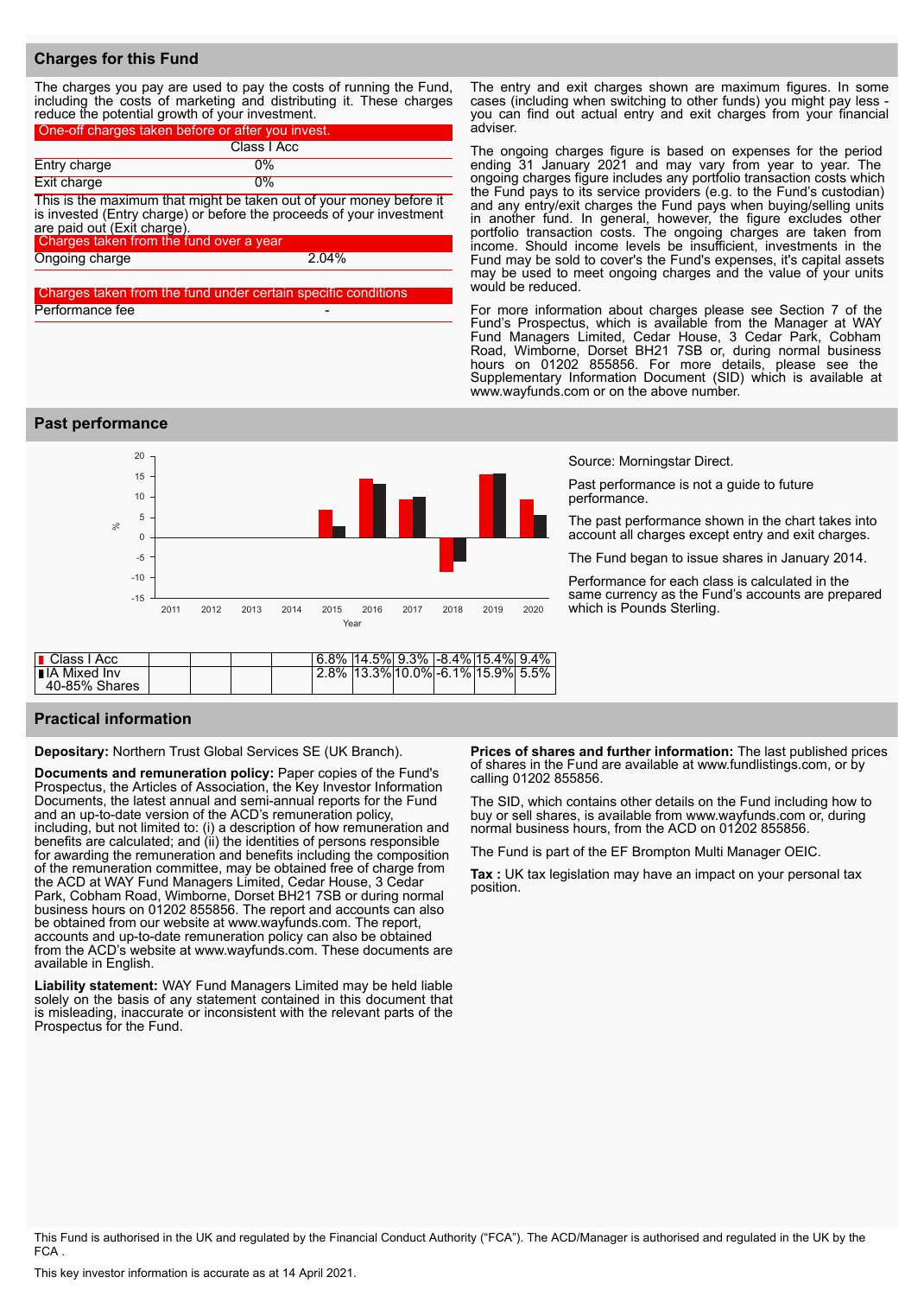## Charges for this Fund

The charges you pay are used to pay the costs of running the Fund, including the costs of marketing and distributing it. These charges reduce the potential growth of your investment.

| One-off charges taken before or after you invest. | |
|---|---|
| | Class I Acc |
| Entry charge | 0% |
| Exit charge | 0% |

This is the maximum that might be taken out of your money before it is invested (Entry charge) or before the proceeds of your investment are paid out (Exit charge).

| Charges taken from the fund over a year | |
|---|---|
| Ongoing charge | 2.04% |

| Charges taken from the fund under certain specific conditions | |
|---|---|
| Performance fee | - |

The entry and exit charges shown are maximum figures. In some cases (including when switching to other funds) you might pay less - you can find out actual entry and exit charges from your financial adviser.

The ongoing charges figure is based on expenses for the period ending 31 January 2021 and may vary from year to year. The ongoing charges figure includes any portfolio transaction costs which the Fund pays to its service providers (e.g. to the Fund's custodian) and any entry/exit charges the Fund pays when buying/selling units in another fund. In general, however, the figure excludes other portfolio transaction costs. The ongoing charges are taken from income. Should income levels be insufficient, investments in the Fund may be sold to cover's the Fund's expenses, it's capital assets may be used to meet ongoing charges and the value of your units would be reduced.

For more information about charges please see Section 7 of the Fund's Prospectus, which is available from the Manager at WAY Fund Managers Limited, Cedar House, 3 Cedar Park, Cobham Road, Wimborne, Dorset BH21 7SB or, during normal business hours on 01202 855856. For more details, please see the Supplementary Information Document (SID) which is available at www.wayfunds.com or on the above number.

## Past performance

20
15
10
5
0
-5
-10
-15
%
2011 2012 2013 2014 2015 2016 2017 2018 2019 2020
Year

| | 2011 | 2012 | 2013 | 2014 | 2015 | 2016 | 2017 | 2018 | 2019 | 2020 |
|---|---|---|---|---|---|---|---|---|---|---|
| Class I Acc | | | | | 6.8% | 14.5% | 9.3% | -8.4% | 15.4% | 9.4% |
| IA Mixed Inv 40-85% Shares | | | | | 2.8% | 13.3% | 10.0% | -6.1% | 15.9% | 5.5% |

Source: Morningstar Direct.

Past performance is not a guide to future performance.

The past performance shown in the chart takes into account all charges except entry and exit charges.

The Fund began to issue shares in January 2014.

Performance for each class is calculated in the same currency as the Fund's accounts are prepared which is Pounds Sterling.

## Practical information

**Depositary:** Northern Trust Global Services SE (UK Branch).

**Documents and remuneration policy:** Paper copies of the Fund's Prospectus, the Articles of Association, the Key Investor Information Documents, the latest annual and semi-annual reports for the Fund and an up-to-date version of the ACD's remuneration policy, including, but not limited to: (i) a description of how remuneration and benefits are calculated; and (ii) the identities of persons responsible for awarding the remuneration and benefits including the composition of the remuneration committee, may be obtained free of charge from the ACD at WAY Fund Managers Limited, Cedar House, 3 Cedar Park, Cobham Road, Wimborne, Dorset BH21 7SB or during normal business hours on 01202 855856. The report and accounts can also be obtained from our website at www.wayfunds.com. The report, accounts and up-to-date remuneration policy can also be obtained from the ACD's website at www.wayfunds.com. These documents are available in English.

**Liability statement:** WAY Fund Managers Limited may be held liable solely on the basis of any statement contained in this document that is misleading, inaccurate or inconsistent with the relevant parts of the Prospectus for the Fund.

**Prices of shares and further information:** The last published prices of shares in the Fund are available at www.fundlistings.com, or by calling 01202 855856.

The SID, which contains other details on the Fund including how to buy or sell shares, is available from www.wayfunds.com or, during normal business hours, from the ACD on 01202 855856.

The Fund is part of the EF Brompton Multi Manager OEIC.

**Tax :** UK tax legislation may have an impact on your personal tax position.

This Fund is authorised in the UK and regulated by the Financial Conduct Authority ("FCA"). The ACD/Manager is authorised and regulated in the UK by the FCA .

This key investor information is accurate as at 14 April 2021.